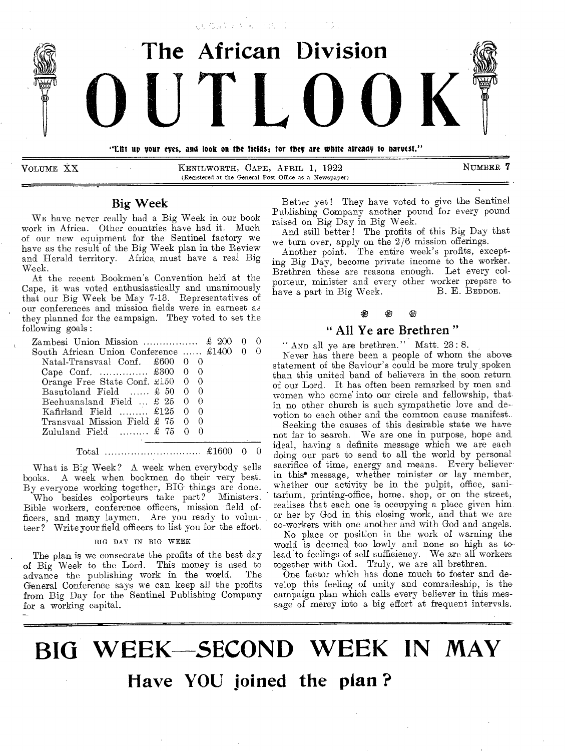# The African Division OUTLOOK

"Lift up your eyes, and look on the fields; for they are white already to harvest."

VOLUME XX — KENILWORTH, CAPE, APRIL 1, 1922 — NUMBER 7

(Registered at the General Post Office as a Newspaper)

## Big Week

WE have never really had a Big Week in our book work in Africa. Other countries have had it. Much of our new equipment for the Sentinel factory we have as the result of the Big Week plan in the Review and Herald territory. Africa must have a real Big Week.

At the recent Bookmen's Convention held at the Cape, it was voted enthusiastically and unanimously that our Big Week be May 7-13. Representatives of our conferences and mission fields were in earnest as they planned for the campaign. They voted to set the following goals:

| | | |
|---|---|---|
| Zambesi Union Mission | | £ 200 0 0 |
| South African Union Conference | | £1400 0 0 |
| Natal-Transvaal Conf. | £600 0 0 | |
| Cape Conf. | £300 0 0 | |
| Orange Free State Conf. | £150 0 0 | |
| Basutoland Field | £ 50 0 0 | |
| Bechuanaland Field | £ 25 0 0 | |
| Kafirland Field | £125 0 0 | |
| Transvaal Mission Field | £ 75 0 0 | |
| Zululand Field | £ 75 0 0 | |
| Total | | £1600 0 0 |

What is Big Week? A week when everybody sells books. A week when bookmen do their very best. By everyone working together, BIG things are done.

Who besides colporteurs take part? Ministers, Bible workers, conference officers, mission field officers, and many laymen. Are you ready to volunteer? Write your field officers to list you for the effort.

### BIG DAY IN BIG WEEK

The plan is we consecrate the profits of the best day of Big Week to the Lord. This money is used to advance the publishing work in the world. The General Conference says we can keep all the profits from Big Day for the Sentinel Publishing Company for a working capital.

Better yet! They have voted to give the Sentinel Publishing Company another pound for every pound raised on Big Day in Big Week.

And still better! The profits of this Big Day that we turn over, apply on the 2/6 mission offerings.

Another point. The entire week's profits, excepting Big Day, become private income to the worker. Brethren these are reasons enough. Let every colporteur, minister and every other worker prepare to have a part in Big Week.

B. E. BEDDOE.

## "All Ye are Brethren"

"AND all ye are brethren." Matt. 23: 8.

Never has there been a people of whom the above statement of the Saviour's could be more truly spoken than this united band of believers in the soon return of our Lord. It has often been remarked by men and women who come into our circle and fellowship, that in no other church is such sympathetic love and devotion to each other and the common cause manifest.

Seeking the causes of this desirable state we have not far to search. We are one in purpose, hope and ideal, having a definite message which we are each doing our part to send to all the world by personal sacrifice of time, energy and means. Every believer in this message, whether minister or lay member, whether our activity be in the pulpit, office, sanitarium, printing-office, home, shop, or on the street, realises that each one is occupying a place given him or her by God in this closing work, and that we are co-workers with one another and with God and angels.

No place or position in the work of warning the world is deemed too lowly and none so high as to lead to feelings of self sufficiency. We are all workers together with God. Truly, we are all brethren.

One factor which has done much to foster and develop this feeling of unity and comradeship, is the campaign plan which calls every believer in this message of mercy into a big effort at frequent intervals.

# BIG WEEK—SECOND WEEK IN MAY

## Have YOU joined the plan?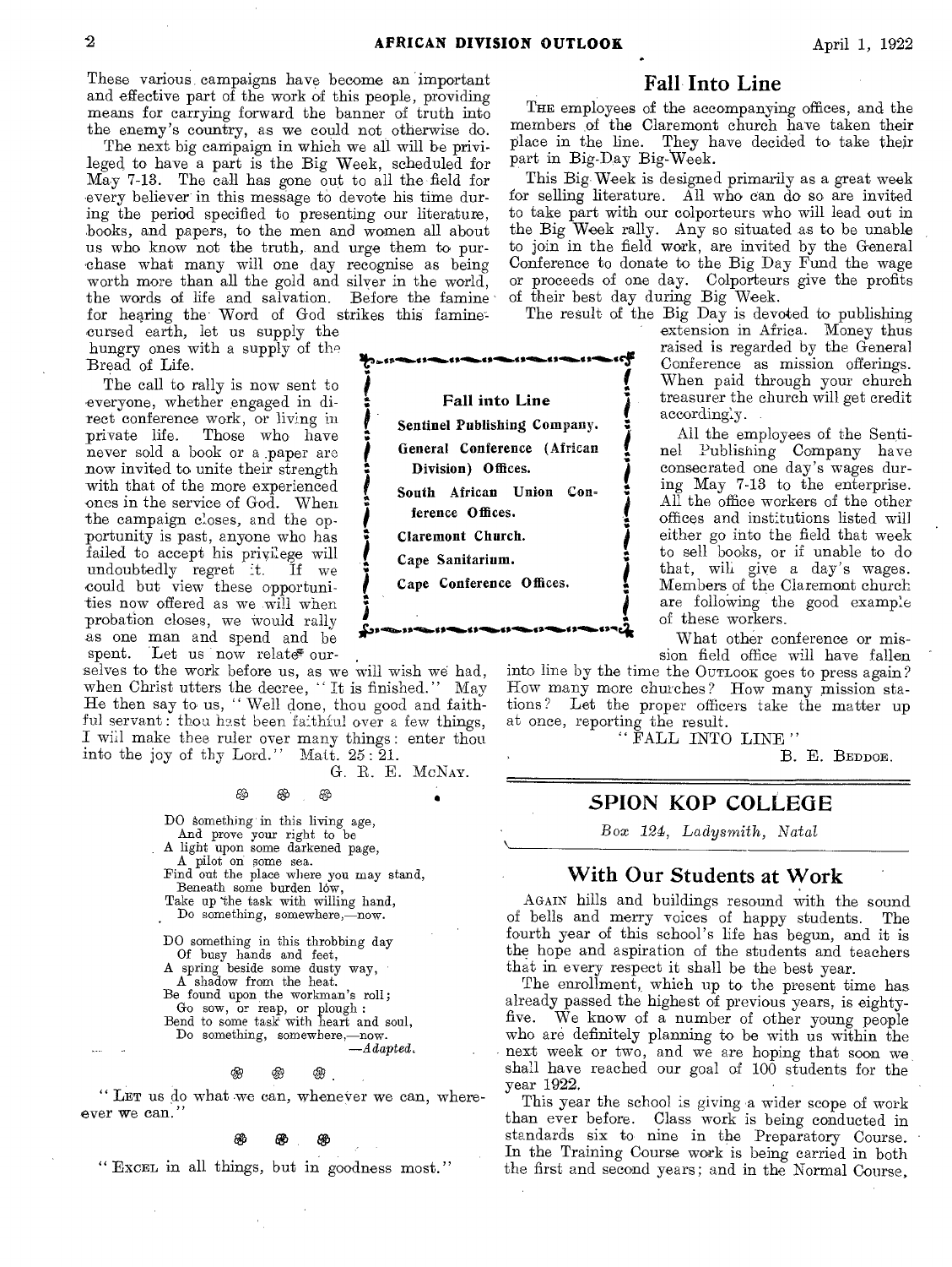These various campaigns have become an important and effective part of the work of this people, providing means for carrying forward the banner of truth into the enemy's country, as we could not otherwise do.

The next big campaign in which we all will be privileged to have a part is the Big Week, scheduled for May 7-13. The call has gone out to all the field for every believer in this message to devote his time during the period specified to presenting our literature, books, and papers, to the men and women all about us who know not the truth, and urge them to purchase what many will one day recognise as being worth more than all the gold and silver in the world, the words of life and salvation. Before the famine for hearing the Word of God strikes this famine-cursed earth, let us supply the hungry ones with a supply of the Bread of Life.

The call to rally is now sent to everyone, whether engaged in direct conference work, or living in private life. Those who have never sold a book or a paper are now invited to unite their strength with that of the more experienced ones in the service of God. When the campaign closes, and the opportunity is past, anyone who has failed to accept his privilege will undoubtedly regret it. If we could but view these opportunities now offered as we will when probation closes, we would rally as one man and spend and be spent. Let us now relate ourselves to the work before us, as we will wish we had, when Christ utters the decree, "It is finished." May He then say to us, "Well done, thou good and faithful servant: thou hast been faithful over a few things, I will make thee ruler over many things: enter thou into the joy of thy Lord." Matt. 25:21.

G. R. E. McNAY.

DO something in this living age,
And prove your right to be
A light upon some darkened page,
A pilot on some sea.
Find out the place where you may stand,
Beneath some burden low,
Take up the task with willing hand,
Do something, somewhere,—now.

DO something in this throbbing day
Of busy hands and feet,
A spring beside some dusty way,
A shadow from the heat.
Be found upon the workman's roll;
Go sow, or reap, or plough:
Bend to some task with heart and soul,
Do something, somewhere,—now.

—*Adapted.*

"LET us do what we can, whenever we can, wherever we can."

"EXCEL in all things, but in goodness most."

## Fall Into Line

THE employees of the accompanying offices, and the members of the Claremont church have taken their place in the line. They have decided to take their part in Big-Day Big-Week.

This Big Week is designed primarily as a great week for selling literature. All who can do so are invited to take part with our colporteurs who will lead out in the Big Week rally. Any so situated as to be unable to join in the field work, are invited by the General Conference to donate to the Big Day Fund the wage or proceeds of one day. Colporteurs give the profits of their best day during Big Week.

The result of the Big Day is devoted to publishing extension in Africa. Money thus raised is regarded by the General Conference as mission offerings. When paid through your church treasurer the church will get credit accordingly.

**Fall into Line**

**Sentinel Publishing Company.**
**General Conference (African Division) Offices.**
**South African Union Conference Offices.**
**Claremont Church.**
**Cape Sanitarium.**
**Cape Conference Offices.**

All the employees of the Sentinel Publishing Company have consecrated one day's wages during May 7-13 to the enterprise. All the office workers of the other offices and institutions listed will either go into the field that week to sell books, or if unable to do that, will give a day's wages. Members of the Claremont church are following the good example of these workers.

What other conference or mission field office will have fallen into line by the time the OUTLOOK goes to press again? How many more churches? How many mission stations? Let the proper officers take the matter up at once, reporting the result.

"FALL INTO LINE"

B. E. BEDDOE.

## SPION KOP COLLEGE

*Box 124, Ladysmith, Natal*

### With Our Students at Work

AGAIN hills and buildings resound with the sound of bells and merry voices of happy students. The fourth year of this school's life has begun, and it is the hope and aspiration of the students and teachers that in every respect it shall be the best year.

The enrollment, which up to the present time has already passed the highest of previous years, is eighty-five. We know of a number of other young people who are definitely planning to be with us within the next week or two, and we are hoping that soon we shall have reached our goal of 100 students for the year 1922.

This year the school is giving a wider scope of work than ever before. Class work is being conducted in standards six to nine in the Preparatory Course. In the Training Course work is being carried in both the first and second years; and in the Normal Course,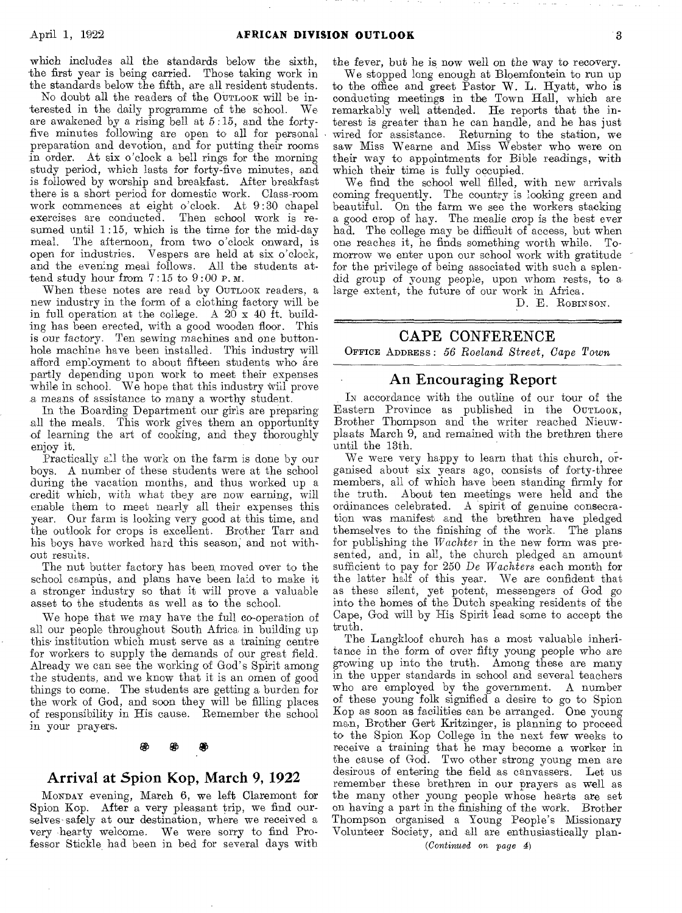which includes all the standards below the sixth, the first year is being carried. Those taking work in the standards below the fifth, are all resident students.

No doubt all the readers of the OUTLOOK will be interested in the daily programme of the school. We are awakened by a rising bell at 5:15, and the forty-five minutes following are open to all for personal preparation and devotion, and for putting their rooms in order. At six o'clock a bell rings for the morning study period, which lasts for forty-five minutes, and is followed by worship and breakfast. After breakfast there is a short period for domestic work. Class-room work commences at eight o'clock. At 9:30 chapel exercises are conducted. Then school work is resumed until 1:15, which is the time for the mid-day meal. The afternoon, from two o'clock onward, is open for industries. Vespers are held at six o'clock, and the evening meal follows. All the students attend study hour from 7:15 to 9:00 P. M.

When these notes are read by OUTLOOK readers, a new industry in the form of a clothing factory will be in full operation at the college. A 20 x 40 ft. building has been erected, with a good wooden floor. This is our factory. Ten sewing machines and one button-hole machine have been installed. This industry will afford employment to about fifteen students who are partly depending upon work to meet their expenses while in school. We hope that this industry will prove a means of assistance to many a worthy student.

In the Boarding Department our girls are preparing all the meals. This work gives them an opportunity of learning the art of cooking, and they thoroughly enjoy it.

Practically all the work on the farm is done by our boys. A number of these students were at the school during the vacation months, and thus worked up a credit which, with what they are now earning, will enable them to meet nearly all their expenses this year. Our farm is looking very good at this time, and the outlook for crops is excellent. Brother Tarr and his boys have worked hard this season, and not without results.

The nut butter factory has been moved over to the school campus, and plans have been laid to make it a stronger industry so that it will prove a valuable asset to the students as well as to the school.

We hope that we may have the full co-operation of all our people throughout South Africa in building up this institution which must serve as a training centre for workers to supply the demands of our great field. Already we can see the working of God's Spirit among the students, and we know that it is an omen of good things to come. The students are getting a burden for the work of God, and soon they will be filling places of responsibility in His cause. Remember the school in your prayers.

## Arrival at Spion Kop, March 9, 1922

MONDAY evening, March 6, we left Claremont for Spion Kop. After a very pleasant trip, we find ourselves safely at our destination, where we received a very hearty welcome. We were sorry to find Professor Stickle had been in bed for several days with the fever, but he is now well on the way to recovery.

We stopped long enough at Bloemfontein to run up to the office and greet Pastor W. L. Hyatt, who is conducting meetings in the Town Hall, which are remarkably well attended. He reports that the interest is greater than he can handle, and he has just wired for assistance. Returning to the station, we saw Miss Wearne and Miss Webster who were on their way to appointments for Bible readings, with which their time is fully occupied.

We find the school well filled, with new arrivals coming frequently. The country is looking green and beautiful. On the farm we see the workers stacking a good crop of hay. The mealie crop is the best ever had. The college may be difficult of access, but when one reaches it, he finds something worth while. To-morrow we enter upon our school work with gratitude for the privilege of being associated with such a splendid group of young people, upon whom rests, to a large extent, the future of our work in Africa.

D. E. ROBINSON.

## CAPE CONFERENCE

OFFICE ADDRESS: *56 Roeland Street, Cape Town*

### An Encouraging Report

IN accordance with the outline of our tour of the Eastern Province as published in the OUTLOOK, Brother Thompson and the writer reached Nieuwplaats March 9, and remained with the brethren there until the 13th.

We were very happy to learn that this church, organised about six years ago, consists of forty-three members, all of which have been standing firmly for the truth. About ten meetings were held and the ordinances celebrated. A spirit of genuine consecration was manifest and the brethren have pledged themselves to the finishing of the work. The plans for publishing the *Wachter* in the new form was presented, and, in all, the church pledged an amount sufficient to pay for 250 *De Wachters* each month for the latter half of this year. We are confident that as these silent, yet potent, messengers of God go into the homes of the Dutch speaking residents of the Cape, God will by His Spirit lead some to accept the truth.

The Langkloof church has a most valuable inheritance in the form of over fifty young people who are growing up into the truth. Among these are many in the upper standards in school and several teachers who are employed by the government. A number of these young folk signified a desire to go to Spion Kop as soon as facilities can be arranged. One young man, Brother Gert Kritzinger, is planning to proceed to the Spion Kop College in the next few weeks to receive a training that he may become a worker in the cause of God. Two other strong young men are desirous of entering the field as canvassers. Let us remember these brethren in our prayers as well as the many other young people whose hearts are set on having a part in the finishing of the work. Brother Thompson organised a Young People's Missionary Volunteer Society, and all are enthusiastically plan-

*(Continued on page 4)*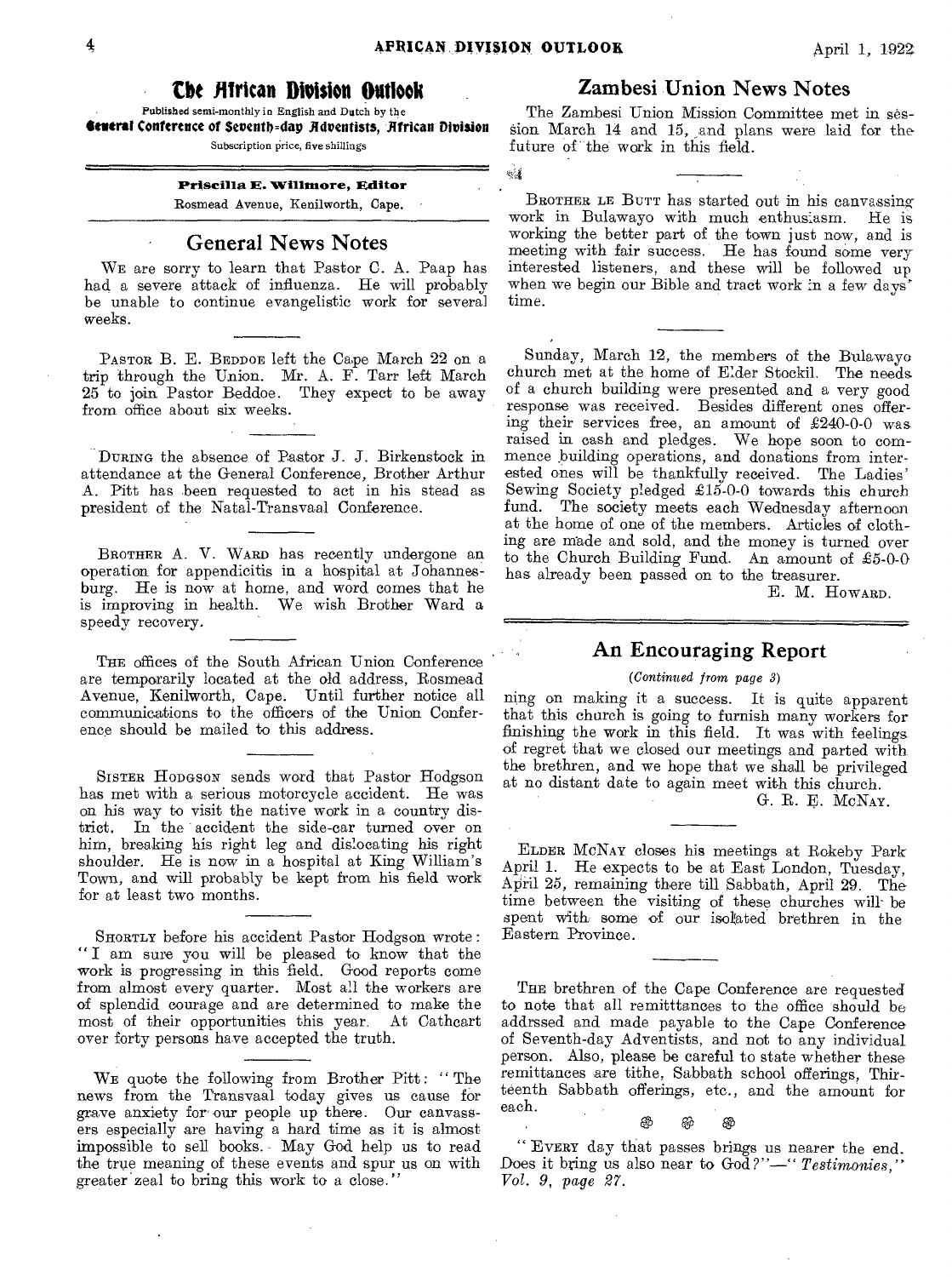# The African Division Outlook

Published semi-monthly in English and Dutch by the
**General Conference of Seventh-day Adventists, African Division**

Subscription price, five shillings

**Priscilla E. Willmore, Editor**
Rosmead Avenue, Kenilworth, Cape.

## General News Notes

WE are sorry to learn that Pastor C. A. Paap has had a severe attack of influenza. He will probably be unable to continue evangelistic work for several weeks.

PASTOR B. E. BEDDOE left the Cape March 22 on a trip through the Union. Mr. A. F. Tarr left March 25 to join Pastor Beddoe. They expect to be away from office about six weeks.

DURING the absence of Pastor J. J. Birkenstock in attendance at the General Conference, Brother Arthur A. Pitt has been requested to act in his stead as president of the Natal-Transvaal Conference.

BROTHER A. V. WARD has recently undergone an operation for appendicitis in a hospital at Johannesburg. He is now at home, and word comes that he is improving in health. We wish Brother Ward a speedy recovery.

THE offices of the South African Union Conference are temporarily located at the old address, Rosmead Avenue, Kenilworth, Cape. Until further notice all communications to the officers of the Union Conference should be mailed to this address.

SISTER HODGSON sends word that Pastor Hodgson has met with a serious motorcycle accident. He was on his way to visit the native work in a country district. In the accident the side-car turned over on him, breaking his right leg and dislocating his right shoulder. He is now in a hospital at King William's Town, and will probably be kept from his field work for at least two months.

SHORTLY before his accident Pastor Hodgson wrote: "I am sure you will be pleased to know that the work is progressing in this field. Good reports come from almost every quarter. Most all the workers are of splendid courage and are determined to make the most of their opportunities this year. At Cathcart over forty persons have accepted the truth.

WE quote the following from Brother Pitt: "The news from the Transvaal today gives us cause for grave anxiety for our people up there. Our canvassers especially are having a hard time as it is almost impossible to sell books. May God help us to read the true meaning of these events and spur us on with greater zeal to bring this work to a close."

## Zambesi Union News Notes

The Zambesi Union Mission Committee met in session March 14 and 15, and plans were laid for the future of the work in this field.

BROTHER LE BUTT has started out in his canvassing work in Bulawayo with much enthusiasm. He is working the better part of the town just now, and is meeting with fair success. He has found some very interested listeners, and these will be followed up when we begin our Bible and tract work in a few days' time.

Sunday, March 12, the members of the Bulawayo church met at the home of Elder Stockil. The needs of a church building were presented and a very good response was received. Besides different ones offering their services free, an amount of £240-0-0 was raised in cash and pledges. We hope soon to commence building operations, and donations from interested ones will be thankfully received. The Ladies' Sewing Society pledged £15-0-0 towards this church fund. The society meets each Wednesday afternoon at the home of one of the members. Articles of clothing are made and sold, and the money is turned over to the Church Building Fund. An amount of £5-0-0 has already been passed on to the treasurer.

E. M. HOWARD.

## An Encouraging Report

*(Continued from page 3)*

ning on making it a success. It is quite apparent that this church is going to furnish many workers for finishing the work in this field. It was with feelings of regret that we closed our meetings and parted with the brethren, and we hope that we shall be privileged at no distant date to again meet with this church.

G. R. E. MCNAY.

ELDER MCNAY closes his meetings at Rokeby Park April 1. He expects to be at East London, Tuesday, April 25, remaining there till Sabbath, April 29. The time between the visiting of these churches will be spent with some of our isolated brethren in the Eastern Province.

THE brethren of the Cape Conference are requested to note that all remitttances to the office should be addrssed and made payable to the Cape Conference of Seventh-day Adventists, and not to any individual person. Also, please be careful to state whether these remittances are tithe, Sabbath school offerings, Thirteenth Sabbath offerings, etc., and the amount for each.

"EVERY day that passes brings us nearer the end. Does it bring us also near to God?"—"*Testimonies,*" *Vol. 9, page 27.*